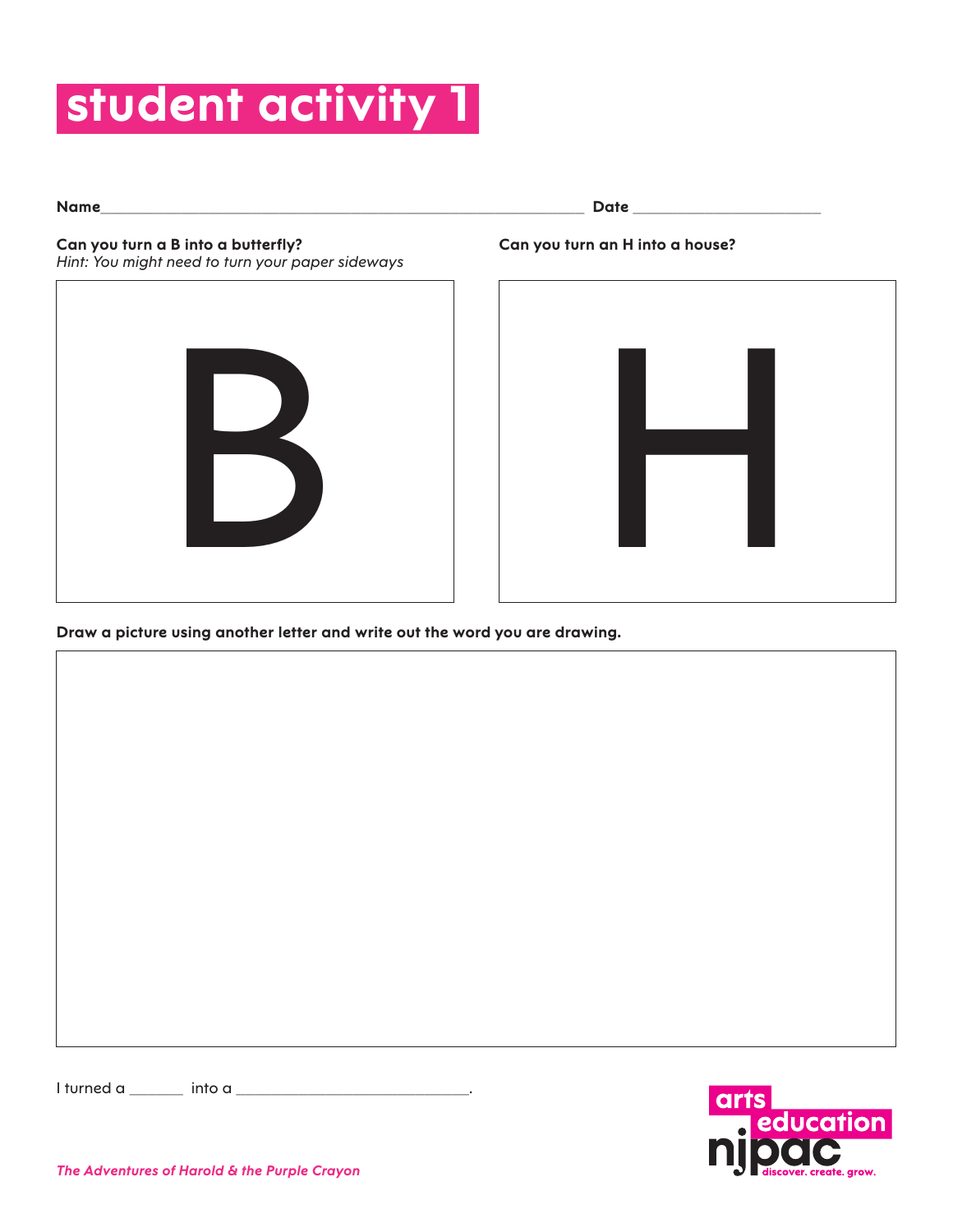# student activity 1

**Name**\_\_\_\_\_\_\_\_\_\_\_\_\_\_\_\_\_\_\_\_\_\_\_\_\_\_\_\_\_\_\_\_\_\_\_\_\_\_\_\_\_\_\_\_\_\_\_\_ **Date** \_\_\_\_\_\_\_\_\_\_\_\_\_\_\_\_\_\_\_\_

**Can you turn a B into a butterfly?**
*Hint: You might need to turn your paper sideways*

B

**Can you turn an H into a house?**

H

**Draw a picture using another letter and write out the word you are drawing.**

I turned a \_\_\_\_\_\_ into a \_\_\_\_\_\_\_\_\_\_\_\_\_\_\_\_\_\_\_\_\_\_\_\_\_\_.

*The Adventures of Harold & the Purple Crayon*

arts education njpac discover. create. grow.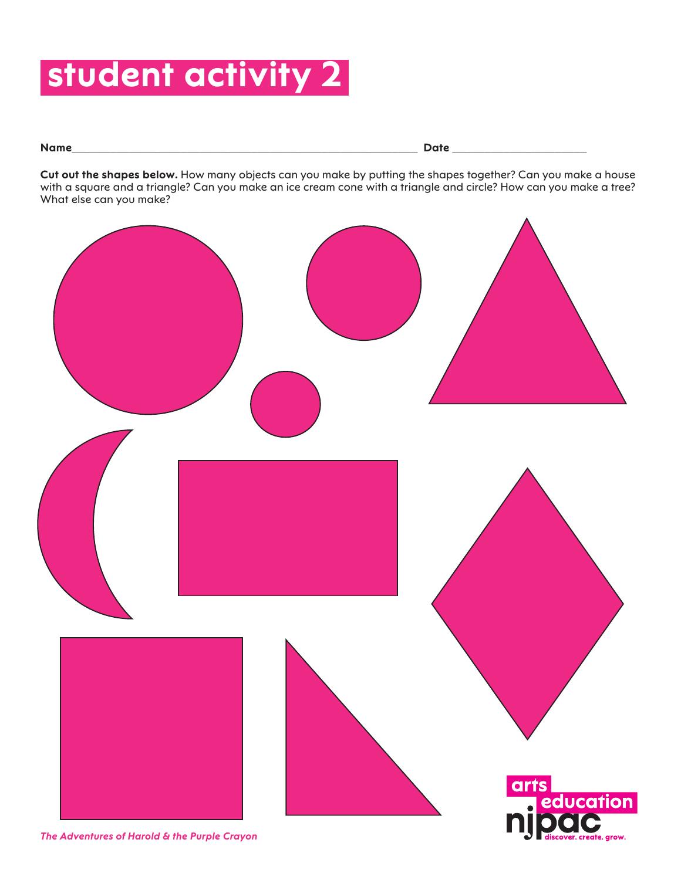# student activity 2

**Name**\_\_\_\_\_\_\_\_\_\_\_\_\_\_\_\_\_\_\_\_\_\_\_\_\_\_\_\_\_\_\_\_\_\_\_\_\_\_\_\_\_\_\_\_\_\_\_\_\_\_\_\_\_\_\_\_ **Date** \_\_\_\_\_\_\_\_\_\_\_\_\_\_\_\_\_\_\_\_\_\_

**Cut out the shapes below.** How many objects can you make by putting the shapes together? Can you make a house with a square and a triangle? Can you make an ice cream cone with a triangle and circle? How can you make a tree? What else can you make?

*The Adventures of Harold & the Purple Crayon*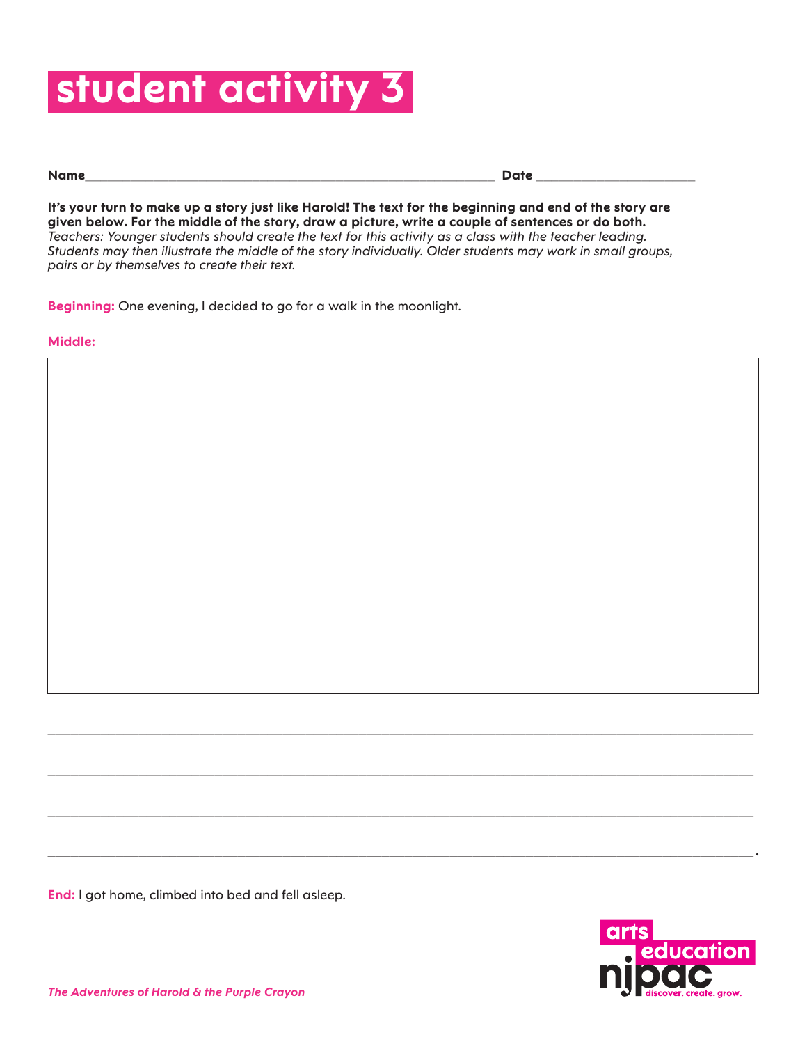# student activity 3

**Name**\_\_\_\_\_\_\_\_\_\_\_\_\_\_\_\_\_\_\_\_\_\_\_\_\_\_\_\_\_\_\_\_\_\_\_\_\_\_\_\_\_\_\_\_\_\_\_\_\_\_\_\_\_\_\_\_\_\_\_\_ **Date** \_\_\_\_\_\_\_\_\_\_\_\_\_\_\_\_\_\_\_\_\_\_\_\_

**It's your turn to make up a story just like Harold! The text for the beginning and end of the story are given below. For the middle of the story, draw a picture, write a couple of sentences or do both.**
*Teachers: Younger students should create the text for this activity as a class with the teacher leading. Students may then illustrate the middle of the story individually. Older students may work in small groups, pairs or by themselves to create their text.*

**Beginning:** One evening, I decided to go for a walk in the moonlight.

**Middle:**

\_\_\_\_\_\_\_\_\_\_\_\_\_\_\_\_\_\_\_\_\_\_\_\_\_\_\_\_\_\_\_\_\_\_\_\_\_\_\_\_\_\_\_\_\_\_\_\_\_\_\_\_\_\_\_\_\_\_\_\_\_\_\_\_\_\_\_\_\_\_\_\_\_\_\_\_\_\_\_\_\_\_\_\_\_\_

\_\_\_\_\_\_\_\_\_\_\_\_\_\_\_\_\_\_\_\_\_\_\_\_\_\_\_\_\_\_\_\_\_\_\_\_\_\_\_\_\_\_\_\_\_\_\_\_\_\_\_\_\_\_\_\_\_\_\_\_\_\_\_\_\_\_\_\_\_\_\_\_\_\_\_\_\_\_\_\_\_\_\_\_\_\_

\_\_\_\_\_\_\_\_\_\_\_\_\_\_\_\_\_\_\_\_\_\_\_\_\_\_\_\_\_\_\_\_\_\_\_\_\_\_\_\_\_\_\_\_\_\_\_\_\_\_\_\_\_\_\_\_\_\_\_\_\_\_\_\_\_\_\_\_\_\_\_\_\_\_\_\_\_\_\_\_\_\_\_\_\_\_

\_\_\_\_\_\_\_\_\_\_\_\_\_\_\_\_\_\_\_\_\_\_\_\_\_\_\_\_\_\_\_\_\_\_\_\_\_\_\_\_\_\_\_\_\_\_\_\_\_\_\_\_\_\_\_\_\_\_\_\_\_\_\_\_\_\_\_\_\_\_\_\_\_\_\_\_\_\_\_\_\_\_\_\_\_\_.

**End:** I got home, climbed into bed and fell asleep.

*The Adventures of Harold & the Purple Crayon*

arts education njpac discover. create. grow.